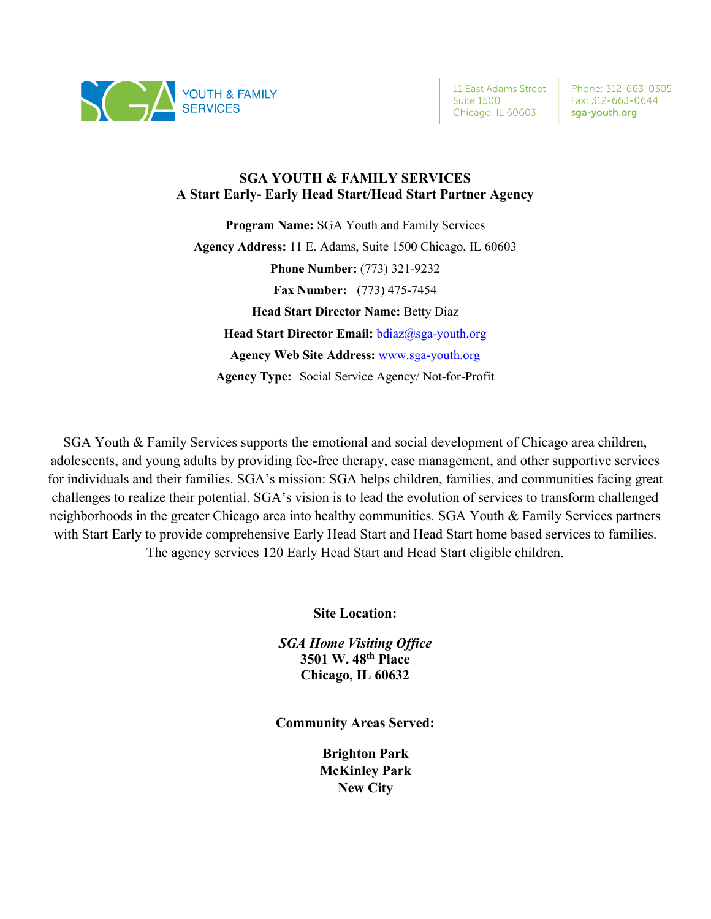YOUTH & FAMILY SERVICES

11 East Adams Street
Suite 1500
Chicago, IL 60603

Phone: 312-663-0305
Fax: 312-663-0644
sga-youth.org

# SGA YOUTH & FAMILY SERVICES
## A Start Early- Early Head Start/Head Start Partner Agency

**Program Name:** SGA Youth and Family Services

**Agency Address:** 11 E. Adams, Suite 1500 Chicago, IL 60603

**Phone Number:** (773) 321-9232

**Fax Number:** (773) 475-7454

**Head Start Director Name:** Betty Diaz

**Head Start Director Email:** bdiaz@sga-youth.org

**Agency Web Site Address:** www.sga-youth.org

**Agency Type:** Social Service Agency/ Not-for-Profit

SGA Youth & Family Services supports the emotional and social development of Chicago area children, adolescents, and young adults by providing fee-free therapy, case management, and other supportive services for individuals and their families. SGA's mission: SGA helps children, families, and communities facing great challenges to realize their potential. SGA's vision is to lead the evolution of services to transform challenged neighborhoods in the greater Chicago area into healthy communities. SGA Youth & Family Services partners with Start Early to provide comprehensive Early Head Start and Head Start home based services to families. The agency services 120 Early Head Start and Head Start eligible children.

**Site Location:**

***SGA Home Visiting Office***
**3501 W. 48th Place**
**Chicago, IL 60632**

**Community Areas Served:**

**Brighton Park**
**McKinley Park**
**New City**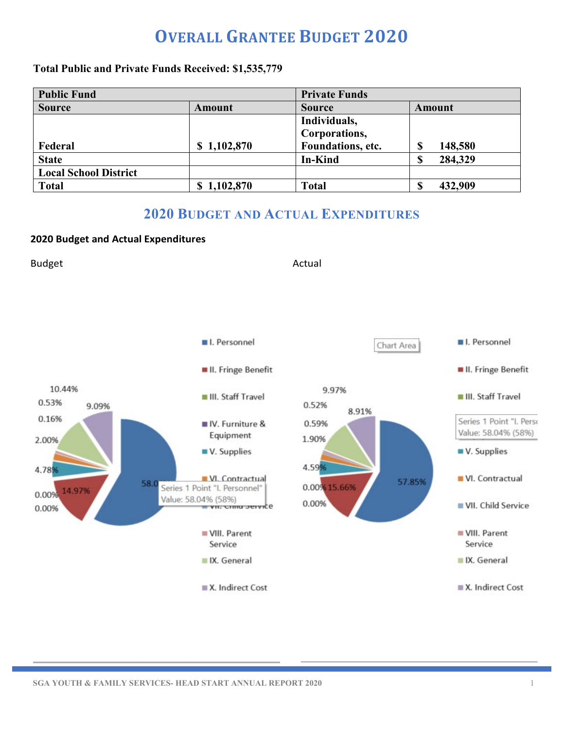# OVERALL GRANTEE BUDGET 2020

**Total Public and Private Funds Received: $1,535,779**

| Public Fund | | Private Funds | |
|---|---|---|---|
| **Source** | **Amount** | **Source** | **Amount** |
| **Federal** | **$ 1,102,870** | **Individuals, Corporations, Foundations, etc.** | **$ 148,580** |
| **State** | | **In-Kind** | **$ 284,329** |
| **Local School District** | | | |
| **Total** | **$ 1,102,870** | **Total** | **$ 432,909** |

## 2020 BUDGET AND ACTUAL EXPENDITURES

**2020 Budget and Actual Expenditures**

Budget

- I. Personnel: 58.04%
- II. Fringe Benefit: 14.97%
- III. Staff Travel: 0.00%
- IV. Furniture & Equipment: 0.00%
- V. Supplies: 4.78%
- VI. Contractual: 2.00%
- VII. Child Service: 0.16%
- VIII. Parent Service: 0.53%
- IX. General: 10.44%
- X. Indirect Cost: 9.09%

Actual

- I. Personnel: 57.85%
- II. Fringe Benefit: 15.66%
- III. Staff Travel: 0.00%
- IV. Furniture & Equipment: 0.00%
- V. Supplies: 4.59%
- VI. Contractual: 1.90%
- VII. Child Service: 0.59%
- VIII. Parent Service: 0.52%
- IX. General: 9.97%
- X. Indirect Cost: 8.91%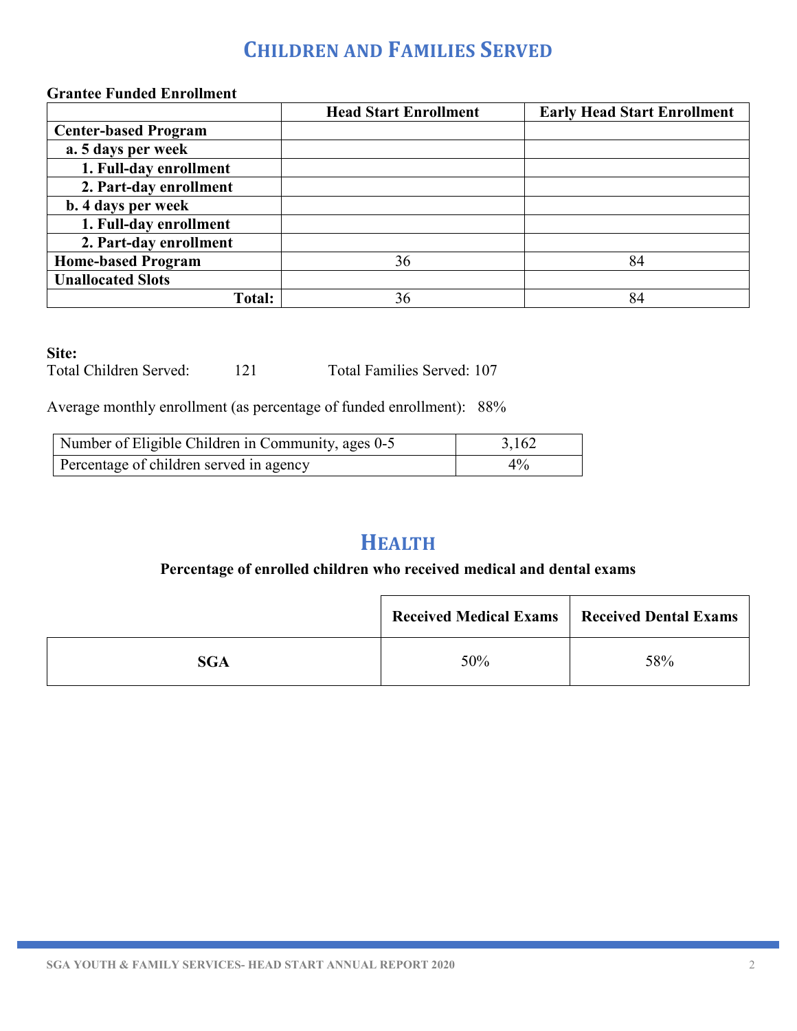# Children and Families Served

**Grantee Funded Enrollment**

| | Head Start Enrollment | Early Head Start Enrollment |
|---|---|---|
| **Center-based Program** | | |
| **a. 5 days per week** | | |
| **1. Full-day enrollment** | | |
| **2. Part-day enrollment** | | |
| **b. 4 days per week** | | |
| **1. Full-day enrollment** | | |
| **2. Part-day enrollment** | | |
| **Home-based Program** | 36 | 84 |
| **Unallocated Slots** | | |
| **Total:** | 36 | 84 |

**Site:**
Total Children Served: 121 Total Families Served: 107

Average monthly enrollment (as percentage of funded enrollment): 88%

| | |
|---|---|
| Number of Eligible Children in Community, ages 0-5 | 3,162 |
| Percentage of children served in agency | 4% |

# Health

**Percentage of enrolled children who received medical and dental exams**

| | Received Medical Exams | Received Dental Exams |
|---|---|---|
| **SGA** | 50% | 58% |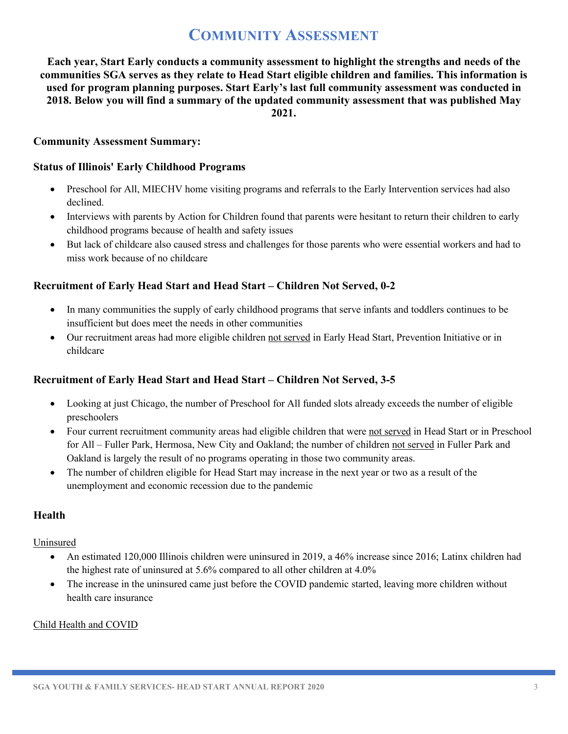# COMMUNITY ASSESSMENT

**Each year, Start Early conducts a community assessment to highlight the strengths and needs of the communities SGA serves as they relate to Head Start eligible children and families. This information is used for program planning purposes. Start Early's last full community assessment was conducted in 2018. Below you will find a summary of the updated community assessment that was published May 2021.**

**Community Assessment Summary:**

**Status of Illinois' Early Childhood Programs**

- Preschool for All, MIECHV home visiting programs and referrals to the Early Intervention services had also declined.
- Interviews with parents by Action for Children found that parents were hesitant to return their children to early childhood programs because of health and safety issues
- But lack of childcare also caused stress and challenges for those parents who were essential workers and had to miss work because of no childcare

**Recruitment of Early Head Start and Head Start – Children Not Served, 0-2**

- In many communities the supply of early childhood programs that serve infants and toddlers continues to be insufficient but does meet the needs in other communities
- Our recruitment areas had more eligible children not served in Early Head Start, Prevention Initiative or in childcare

**Recruitment of Early Head Start and Head Start – Children Not Served, 3-5**

- Looking at just Chicago, the number of Preschool for All funded slots already exceeds the number of eligible preschoolers
- Four current recruitment community areas had eligible children that were not served in Head Start or in Preschool for All – Fuller Park, Hermosa, New City and Oakland; the number of children not served in Fuller Park and Oakland is largely the result of no programs operating in those two community areas.
- The number of children eligible for Head Start may increase in the next year or two as a result of the unemployment and economic recession due to the pandemic

**Health**

Uninsured

- An estimated 120,000 Illinois children were uninsured in 2019, a 46% increase since 2016; Latinx children had the highest rate of uninsured at 5.6% compared to all other children at 4.0%
- The increase in the uninsured came just before the COVID pandemic started, leaving more children without health care insurance

Child Health and COVID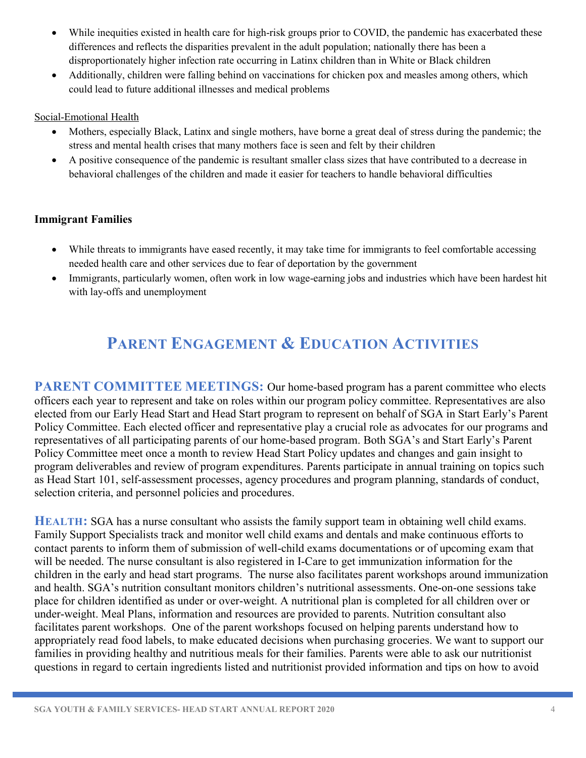- While inequities existed in health care for high-risk groups prior to COVID, the pandemic has exacerbated these differences and reflects the disparities prevalent in the adult population; nationally there has been a disproportionately higher infection rate occurring in Latinx children than in White or Black children
- Additionally, children were falling behind on vaccinations for chicken pox and measles among others, which could lead to future additional illnesses and medical problems

Social-Emotional Health

- Mothers, especially Black, Latinx and single mothers, have borne a great deal of stress during the pandemic; the stress and mental health crises that many mothers face is seen and felt by their children
- A positive consequence of the pandemic is resultant smaller class sizes that have contributed to a decrease in behavioral challenges of the children and made it easier for teachers to handle behavioral difficulties

**Immigrant Families**

- While threats to immigrants have eased recently, it may take time for immigrants to feel comfortable accessing needed health care and other services due to fear of deportation by the government
- Immigrants, particularly women, often work in low wage-earning jobs and industries which have been hardest hit with lay-offs and unemployment

## Parent Engagement & Education Activities

**PARENT COMMITTEE MEETINGS:** Our home-based program has a parent committee who elects officers each year to represent and take on roles within our program policy committee. Representatives are also elected from our Early Head Start and Head Start program to represent on behalf of SGA in Start Early's Parent Policy Committee. Each elected officer and representative play a crucial role as advocates for our programs and representatives of all participating parents of our home-based program. Both SGA's and Start Early's Parent Policy Committee meet once a month to review Head Start Policy updates and changes and gain insight to program deliverables and review of program expenditures. Parents participate in annual training on topics such as Head Start 101, self-assessment processes, agency procedures and program planning, standards of conduct, selection criteria, and personnel policies and procedures.

**HEALTH:** SGA has a nurse consultant who assists the family support team in obtaining well child exams. Family Support Specialists track and monitor well child exams and dentals and make continuous efforts to contact parents to inform them of submission of well-child exams documentations or of upcoming exam that will be needed. The nurse consultant is also registered in I-Care to get immunization information for the children in the early and head start programs. The nurse also facilitates parent workshops around immunization and health. SGA's nutrition consultant monitors children's nutritional assessments. One-on-one sessions take place for children identified as under or over-weight. A nutritional plan is completed for all children over or under-weight. Meal Plans, information and resources are provided to parents. Nutrition consultant also facilitates parent workshops. One of the parent workshops focused on helping parents understand how to appropriately read food labels, to make educated decisions when purchasing groceries. We want to support our families in providing healthy and nutritious meals for their families. Parents were able to ask our nutritionist questions in regard to certain ingredients listed and nutritionist provided information and tips on how to avoid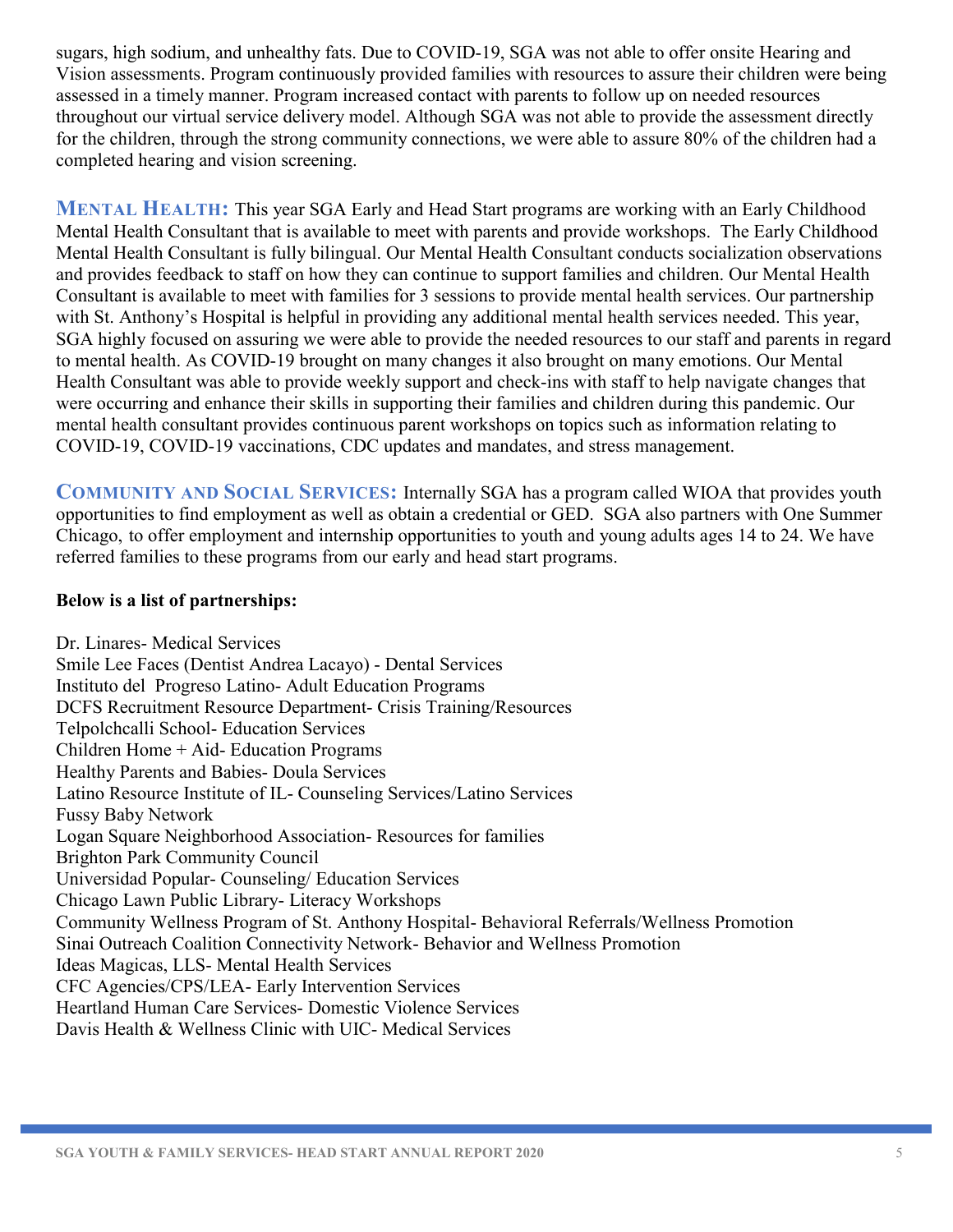sugars, high sodium, and unhealthy fats. Due to COVID-19, SGA was not able to offer onsite Hearing and Vision assessments. Program continuously provided families with resources to assure their children were being assessed in a timely manner. Program increased contact with parents to follow up on needed resources throughout our virtual service delivery model. Although SGA was not able to provide the assessment directly for the children, through the strong community connections, we were able to assure 80% of the children had a completed hearing and vision screening.

**MENTAL HEALTH:** This year SGA Early and Head Start programs are working with an Early Childhood Mental Health Consultant that is available to meet with parents and provide workshops. The Early Childhood Mental Health Consultant is fully bilingual. Our Mental Health Consultant conducts socialization observations and provides feedback to staff on how they can continue to support families and children. Our Mental Health Consultant is available to meet with families for 3 sessions to provide mental health services. Our partnership with St. Anthony's Hospital is helpful in providing any additional mental health services needed. This year, SGA highly focused on assuring we were able to provide the needed resources to our staff and parents in regard to mental health. As COVID-19 brought on many changes it also brought on many emotions. Our Mental Health Consultant was able to provide weekly support and check-ins with staff to help navigate changes that were occurring and enhance their skills in supporting their families and children during this pandemic. Our mental health consultant provides continuous parent workshops on topics such as information relating to COVID-19, COVID-19 vaccinations, CDC updates and mandates, and stress management.

**COMMUNITY AND SOCIAL SERVICES:** Internally SGA has a program called WIOA that provides youth opportunities to find employment as well as obtain a credential or GED. SGA also partners with One Summer Chicago, to offer employment and internship opportunities to youth and young adults ages 14 to 24. We have referred families to these programs from our early and head start programs.

**Below is a list of partnerships:**

Dr. Linares- Medical Services
Smile Lee Faces (Dentist Andrea Lacayo) - Dental Services
Instituto del Progreso Latino- Adult Education Programs
DCFS Recruitment Resource Department- Crisis Training/Resources
Telpolchcalli School- Education Services
Children Home + Aid- Education Programs
Healthy Parents and Babies- Doula Services
Latino Resource Institute of IL- Counseling Services/Latino Services
Fussy Baby Network
Logan Square Neighborhood Association- Resources for families
Brighton Park Community Council
Universidad Popular- Counseling/ Education Services
Chicago Lawn Public Library- Literacy Workshops
Community Wellness Program of St. Anthony Hospital- Behavioral Referrals/Wellness Promotion
Sinai Outreach Coalition Connectivity Network- Behavior and Wellness Promotion
Ideas Magicas, LLS- Mental Health Services
CFC Agencies/CPS/LEA- Early Intervention Services
Heartland Human Care Services- Domestic Violence Services
Davis Health & Wellness Clinic with UIC- Medical Services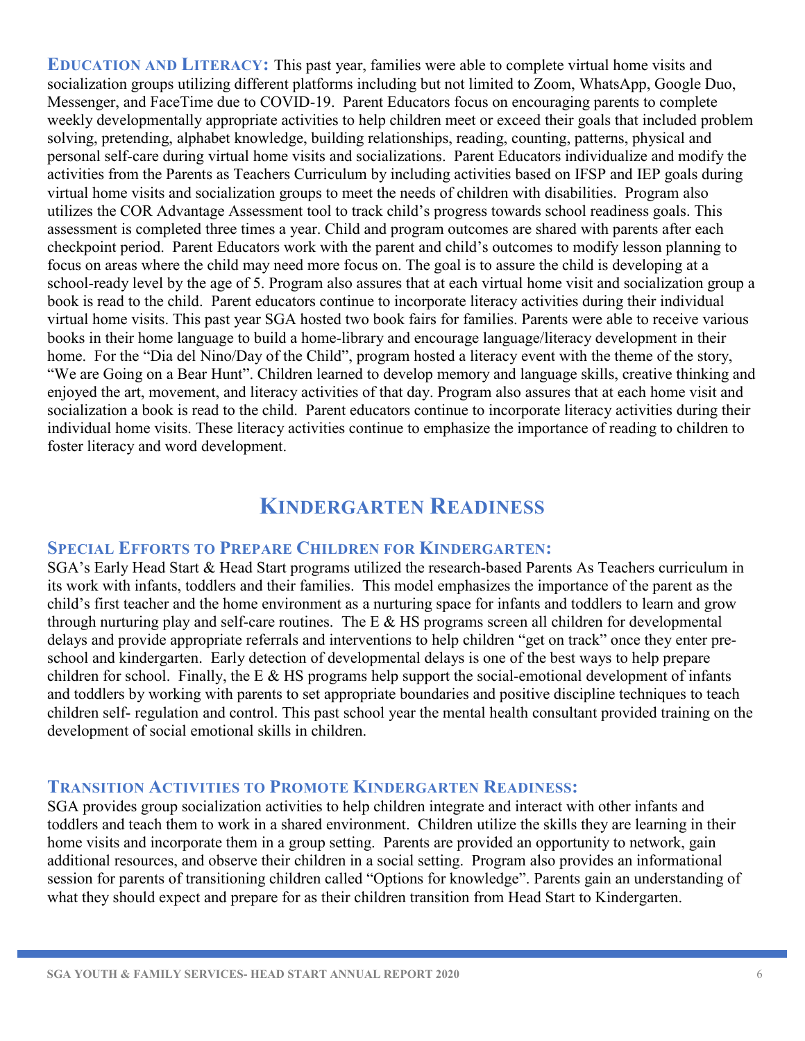**Education and Literacy:** This past year, families were able to complete virtual home visits and socialization groups utilizing different platforms including but not limited to Zoom, WhatsApp, Google Duo, Messenger, and FaceTime due to COVID-19. Parent Educators focus on encouraging parents to complete weekly developmentally appropriate activities to help children meet or exceed their goals that included problem solving, pretending, alphabet knowledge, building relationships, reading, counting, patterns, physical and personal self-care during virtual home visits and socializations. Parent Educators individualize and modify the activities from the Parents as Teachers Curriculum by including activities based on IFSP and IEP goals during virtual home visits and socialization groups to meet the needs of children with disabilities. Program also utilizes the COR Advantage Assessment tool to track child's progress towards school readiness goals. This assessment is completed three times a year. Child and program outcomes are shared with parents after each checkpoint period. Parent Educators work with the parent and child's outcomes to modify lesson planning to focus on areas where the child may need more focus on. The goal is to assure the child is developing at a school-ready level by the age of 5. Program also assures that at each virtual home visit and socialization group a book is read to the child. Parent educators continue to incorporate literacy activities during their individual virtual home visits. This past year SGA hosted two book fairs for families. Parents were able to receive various books in their home language to build a home-library and encourage language/literacy development in their home. For the "Dia del Nino/Day of the Child", program hosted a literacy event with the theme of the story, "We are Going on a Bear Hunt". Children learned to develop memory and language skills, creative thinking and enjoyed the art, movement, and literacy activities of that day. Program also assures that at each home visit and socialization a book is read to the child. Parent educators continue to incorporate literacy activities during their individual home visits. These literacy activities continue to emphasize the importance of reading to children to foster literacy and word development.

# Kindergarten Readiness

### Special Efforts to Prepare Children for Kindergarten:

SGA's Early Head Start & Head Start programs utilized the research-based Parents As Teachers curriculum in its work with infants, toddlers and their families. This model emphasizes the importance of the parent as the child's first teacher and the home environment as a nurturing space for infants and toddlers to learn and grow through nurturing play and self-care routines. The E & HS programs screen all children for developmental delays and provide appropriate referrals and interventions to help children "get on track" once they enter pre-school and kindergarten. Early detection of developmental delays is one of the best ways to help prepare children for school. Finally, the E & HS programs help support the social-emotional development of infants and toddlers by working with parents to set appropriate boundaries and positive discipline techniques to teach children self- regulation and control. This past school year the mental health consultant provided training on the development of social emotional skills in children.

### Transition Activities to Promote Kindergarten Readiness:

SGA provides group socialization activities to help children integrate and interact with other infants and toddlers and teach them to work in a shared environment. Children utilize the skills they are learning in their home visits and incorporate them in a group setting. Parents are provided an opportunity to network, gain additional resources, and observe their children in a social setting. Program also provides an informational session for parents of transitioning children called "Options for knowledge". Parents gain an understanding of what they should expect and prepare for as their children transition from Head Start to Kindergarten.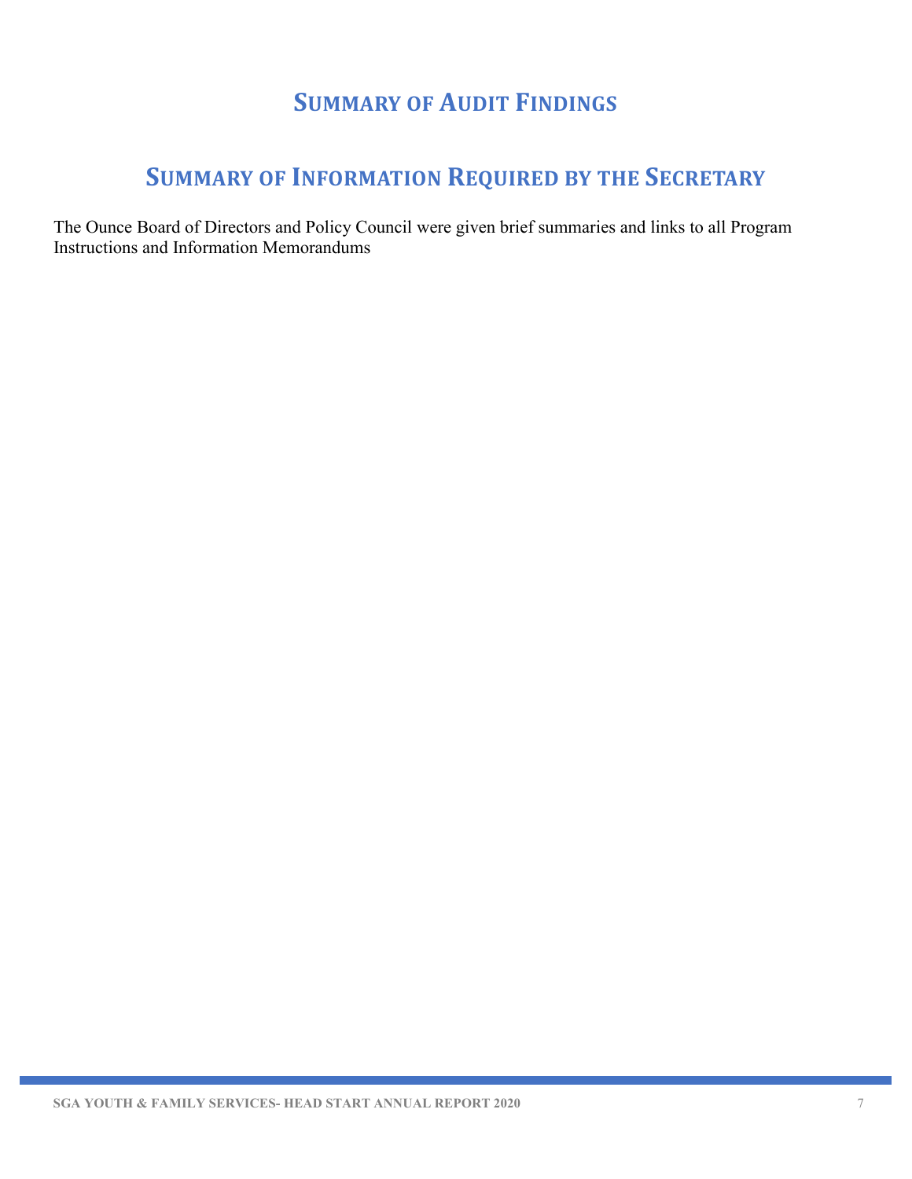## Summary of Audit Findings

## Summary of Information Required by the Secretary

The Ounce Board of Directors and Policy Council were given brief summaries and links to all Program Instructions and Information Memorandums